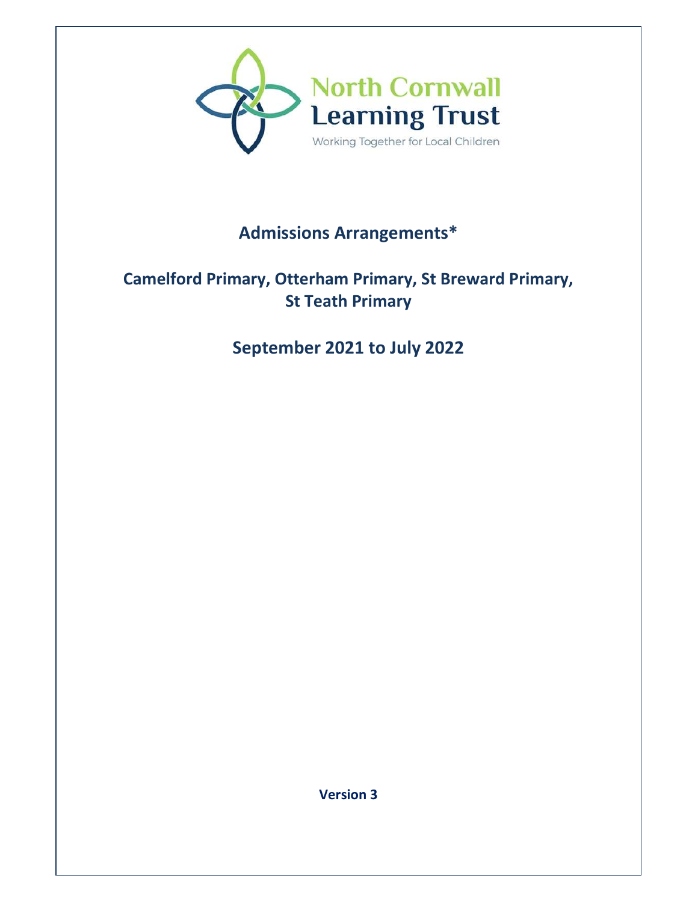North Cornwall Learning Trust

Working Together for Local Children

# Admissions Arrangements*

## Camelford Primary, Otterham Primary, St Breward Primary, St Teath Primary

## September 2021 to July 2022

**Version 3**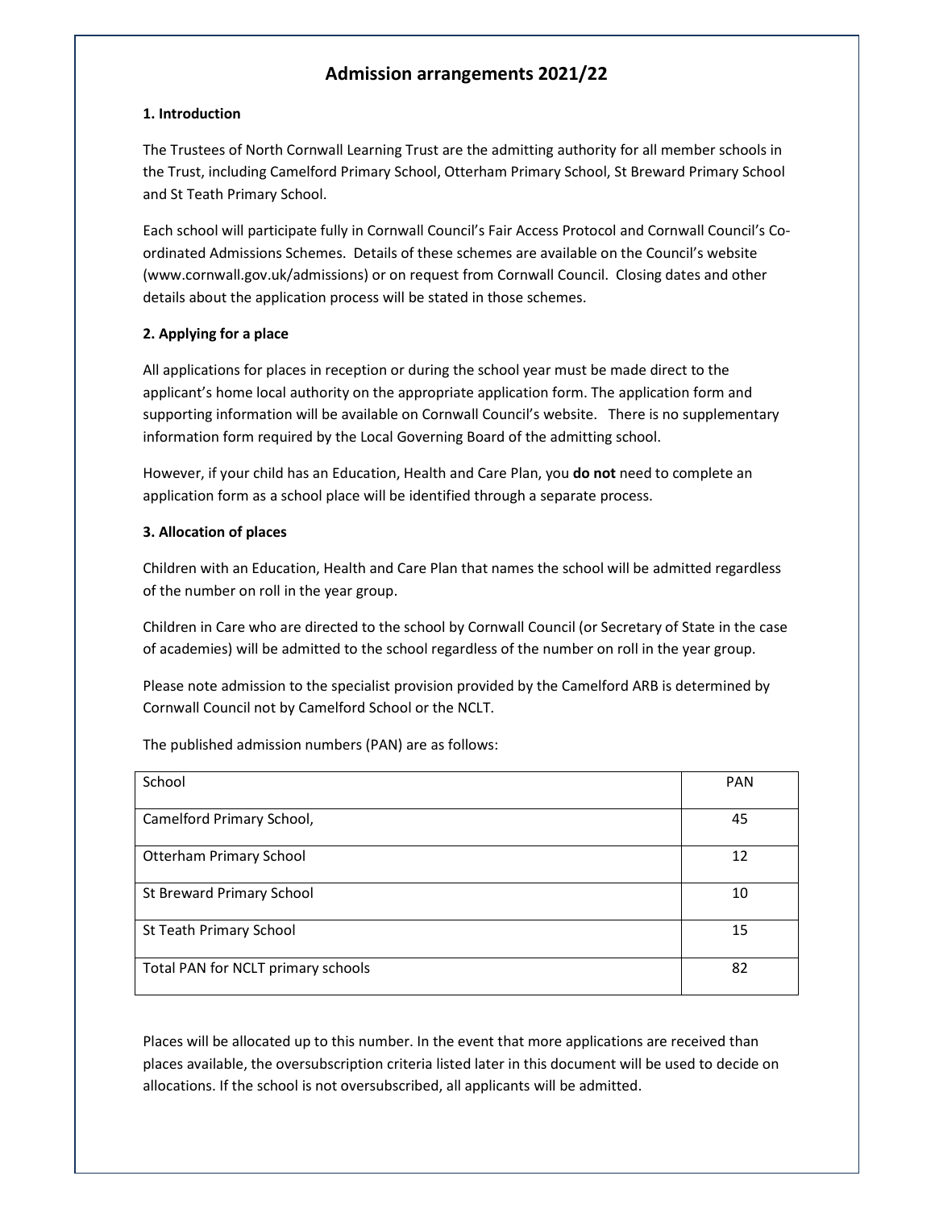# Admission arrangements 2021/22

### 1. Introduction

The Trustees of North Cornwall Learning Trust are the admitting authority for all member schools in the Trust, including Camelford Primary School, Otterham Primary School, St Breward Primary School and St Teath Primary School.

Each school will participate fully in Cornwall Council's Fair Access Protocol and Cornwall Council's Co-ordinated Admissions Schemes. Details of these schemes are available on the Council's website (www.cornwall.gov.uk/admissions) or on request from Cornwall Council. Closing dates and other details about the application process will be stated in those schemes.

### 2. Applying for a place

All applications for places in reception or during the school year must be made direct to the applicant's home local authority on the appropriate application form. The application form and supporting information will be available on Cornwall Council's website. There is no supplementary information form required by the Local Governing Board of the admitting school.

However, if your child has an Education, Health and Care Plan, you **do not** need to complete an application form as a school place will be identified through a separate process.

### 3. Allocation of places

Children with an Education, Health and Care Plan that names the school will be admitted regardless of the number on roll in the year group.

Children in Care who are directed to the school by Cornwall Council (or Secretary of State in the case of academies) will be admitted to the school regardless of the number on roll in the year group.

Please note admission to the specialist provision provided by the Camelford ARB is determined by Cornwall Council not by Camelford School or the NCLT.

The published admission numbers (PAN) are as follows:

| School | PAN |
|---|---|
| Camelford Primary School, | 45 |
| Otterham Primary School | 12 |
| St Breward Primary School | 10 |
| St Teath Primary School | 15 |
| Total PAN for NCLT primary schools | 82 |

Places will be allocated up to this number. In the event that more applications are received than places available, the oversubscription criteria listed later in this document will be used to decide on allocations. If the school is not oversubscribed, all applicants will be admitted.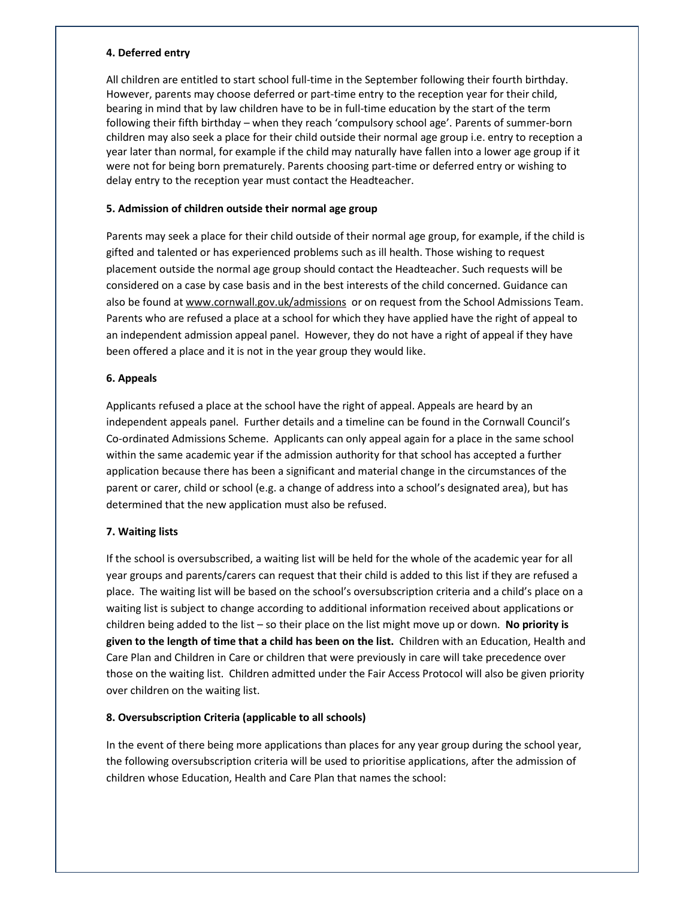#### 4. Deferred entry

All children are entitled to start school full-time in the September following their fourth birthday. However, parents may choose deferred or part-time entry to the reception year for their child, bearing in mind that by law children have to be in full-time education by the start of the term following their fifth birthday – when they reach 'compulsory school age'. Parents of summer-born children may also seek a place for their child outside their normal age group i.e. entry to reception a year later than normal, for example if the child may naturally have fallen into a lower age group if it were not for being born prematurely. Parents choosing part-time or deferred entry or wishing to delay entry to the reception year must contact the Headteacher.

#### 5. Admission of children outside their normal age group

Parents may seek a place for their child outside of their normal age group, for example, if the child is gifted and talented or has experienced problems such as ill health. Those wishing to request placement outside the normal age group should contact the Headteacher. Such requests will be considered on a case by case basis and in the best interests of the child concerned. Guidance can also be found at www.cornwall.gov.uk/admissions or on request from the School Admissions Team. Parents who are refused a place at a school for which they have applied have the right of appeal to an independent admission appeal panel. However, they do not have a right of appeal if they have been offered a place and it is not in the year group they would like.

#### 6. Appeals

Applicants refused a place at the school have the right of appeal. Appeals are heard by an independent appeals panel. Further details and a timeline can be found in the Cornwall Council's Co-ordinated Admissions Scheme. Applicants can only appeal again for a place in the same school within the same academic year if the admission authority for that school has accepted a further application because there has been a significant and material change in the circumstances of the parent or carer, child or school (e.g. a change of address into a school's designated area), but has determined that the new application must also be refused.

#### 7. Waiting lists

If the school is oversubscribed, a waiting list will be held for the whole of the academic year for all year groups and parents/carers can request that their child is added to this list if they are refused a place. The waiting list will be based on the school's oversubscription criteria and a child's place on a waiting list is subject to change according to additional information received about applications or children being added to the list – so their place on the list might move up or down. **No priority is given to the length of time that a child has been on the list.** Children with an Education, Health and Care Plan and Children in Care or children that were previously in care will take precedence over those on the waiting list. Children admitted under the Fair Access Protocol will also be given priority over children on the waiting list.

#### 8. Oversubscription Criteria (applicable to all schools)

In the event of there being more applications than places for any year group during the school year, the following oversubscription criteria will be used to prioritise applications, after the admission of children whose Education, Health and Care Plan that names the school: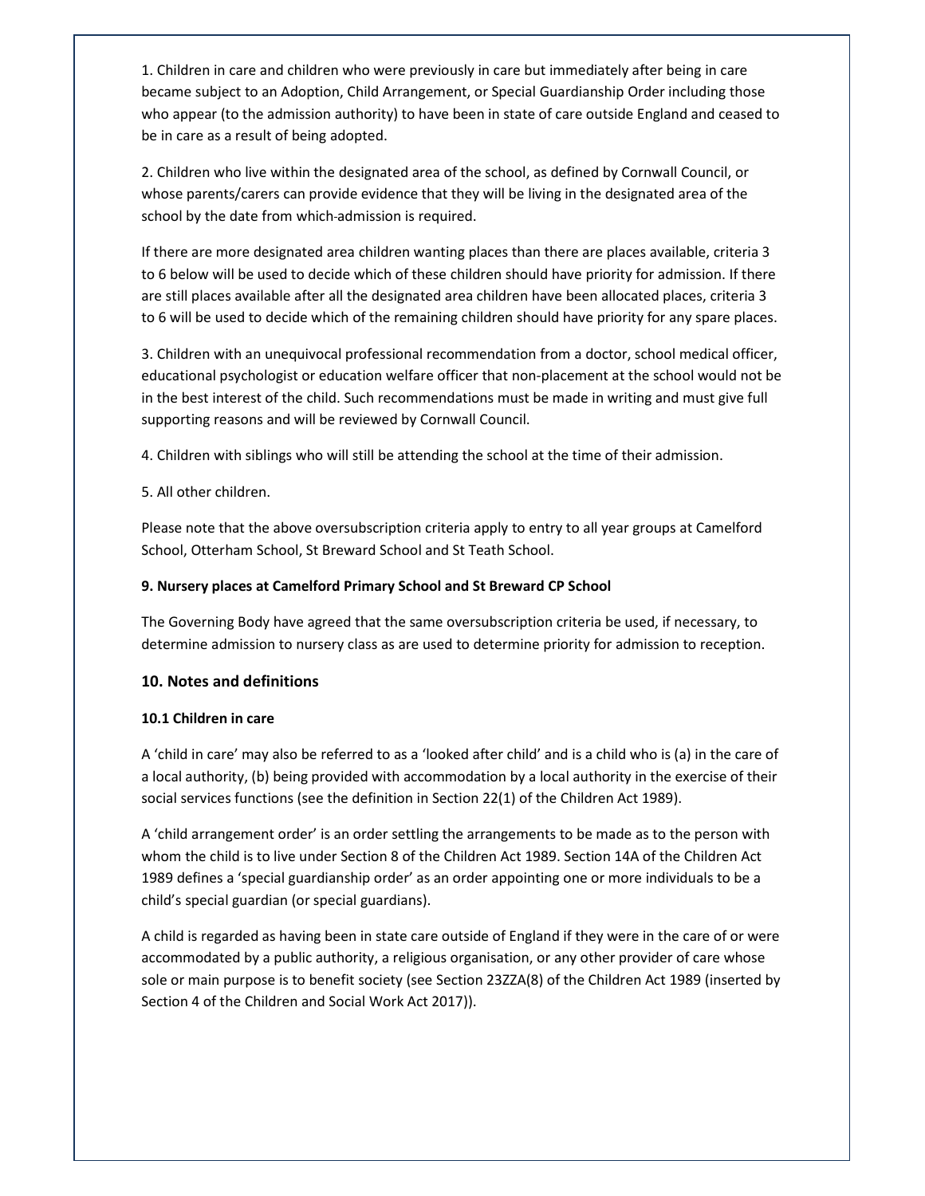1. Children in care and children who were previously in care but immediately after being in care became subject to an Adoption, Child Arrangement, or Special Guardianship Order including those who appear (to the admission authority) to have been in state of care outside England and ceased to be in care as a result of being adopted.

2. Children who live within the designated area of the school, as defined by Cornwall Council, or whose parents/carers can provide evidence that they will be living in the designated area of the school by the date from which admission is required.

If there are more designated area children wanting places than there are places available, criteria 3 to 6 below will be used to decide which of these children should have priority for admission. If there are still places available after all the designated area children have been allocated places, criteria 3 to 6 will be used to decide which of the remaining children should have priority for any spare places.

3. Children with an unequivocal professional recommendation from a doctor, school medical officer, educational psychologist or education welfare officer that non-placement at the school would not be in the best interest of the child. Such recommendations must be made in writing and must give full supporting reasons and will be reviewed by Cornwall Council.

4. Children with siblings who will still be attending the school at the time of their admission.

5. All other children.

Please note that the above oversubscription criteria apply to entry to all year groups at Camelford School, Otterham School, St Breward School and St Teath School.

**9. Nursery places at Camelford Primary School and St Breward CP School**

The Governing Body have agreed that the same oversubscription criteria be used, if necessary, to determine admission to nursery class as are used to determine priority for admission to reception.

## 10. Notes and definitions

**10.1 Children in care**

A 'child in care' may also be referred to as a 'looked after child' and is a child who is (a) in the care of a local authority, (b) being provided with accommodation by a local authority in the exercise of their social services functions (see the definition in Section 22(1) of the Children Act 1989).

A 'child arrangement order' is an order settling the arrangements to be made as to the person with whom the child is to live under Section 8 of the Children Act 1989. Section 14A of the Children Act 1989 defines a 'special guardianship order' as an order appointing one or more individuals to be a child's special guardian (or special guardians).

A child is regarded as having been in state care outside of England if they were in the care of or were accommodated by a public authority, a religious organisation, or any other provider of care whose sole or main purpose is to benefit society (see Section 23ZZA(8) of the Children Act 1989 (inserted by Section 4 of the Children and Social Work Act 2017)).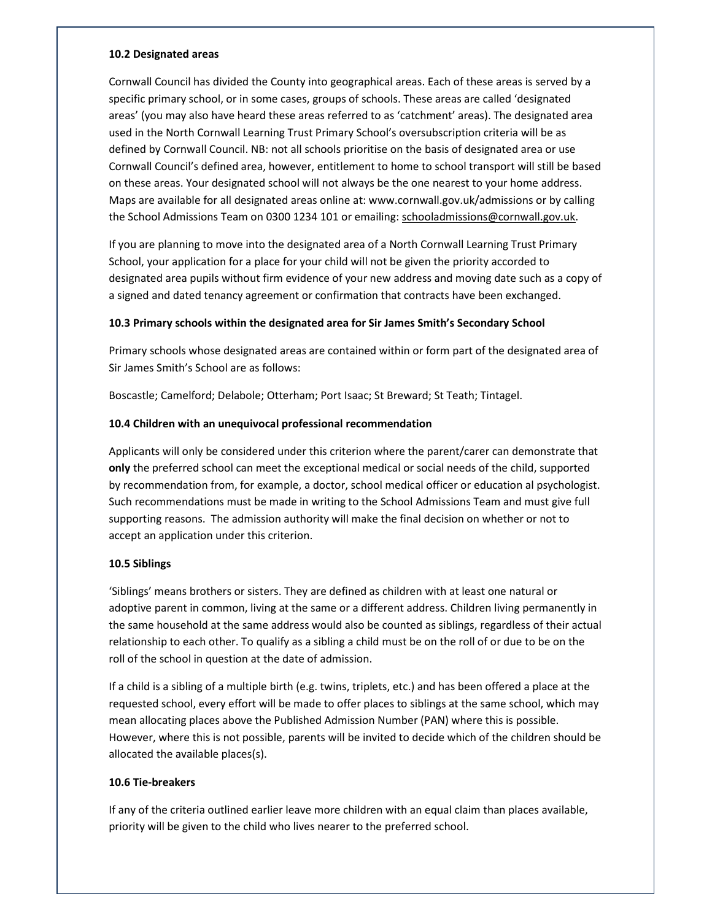### 10.2 Designated areas

Cornwall Council has divided the County into geographical areas. Each of these areas is served by a specific primary school, or in some cases, groups of schools. These areas are called 'designated areas' (you may also have heard these areas referred to as 'catchment' areas). The designated area used in the North Cornwall Learning Trust Primary School's oversubscription criteria will be as defined by Cornwall Council. NB: not all schools prioritise on the basis of designated area or use Cornwall Council's defined area, however, entitlement to home to school transport will still be based on these areas. Your designated school will not always be the one nearest to your home address. Maps are available for all designated areas online at: www.cornwall.gov.uk/admissions or by calling the School Admissions Team on 0300 1234 101 or emailing: schooladmissions@cornwall.gov.uk.

If you are planning to move into the designated area of a North Cornwall Learning Trust Primary School, your application for a place for your child will not be given the priority accorded to designated area pupils without firm evidence of your new address and moving date such as a copy of a signed and dated tenancy agreement or confirmation that contracts have been exchanged.

### 10.3 Primary schools within the designated area for Sir James Smith's Secondary School

Primary schools whose designated areas are contained within or form part of the designated area of Sir James Smith's School are as follows:

Boscastle; Camelford; Delabole; Otterham; Port Isaac; St Breward; St Teath; Tintagel.

### 10.4 Children with an unequivocal professional recommendation

Applicants will only be considered under this criterion where the parent/carer can demonstrate that **only** the preferred school can meet the exceptional medical or social needs of the child, supported by recommendation from, for example, a doctor, school medical officer or education al psychologist. Such recommendations must be made in writing to the School Admissions Team and must give full supporting reasons. The admission authority will make the final decision on whether or not to accept an application under this criterion.

### 10.5 Siblings

'Siblings' means brothers or sisters. They are defined as children with at least one natural or adoptive parent in common, living at the same or a different address. Children living permanently in the same household at the same address would also be counted as siblings, regardless of their actual relationship to each other. To qualify as a sibling a child must be on the roll of or due to be on the roll of the school in question at the date of admission.

If a child is a sibling of a multiple birth (e.g. twins, triplets, etc.) and has been offered a place at the requested school, every effort will be made to offer places to siblings at the same school, which may mean allocating places above the Published Admission Number (PAN) where this is possible. However, where this is not possible, parents will be invited to decide which of the children should be allocated the available places(s).

### 10.6 Tie-breakers

If any of the criteria outlined earlier leave more children with an equal claim than places available, priority will be given to the child who lives nearer to the preferred school.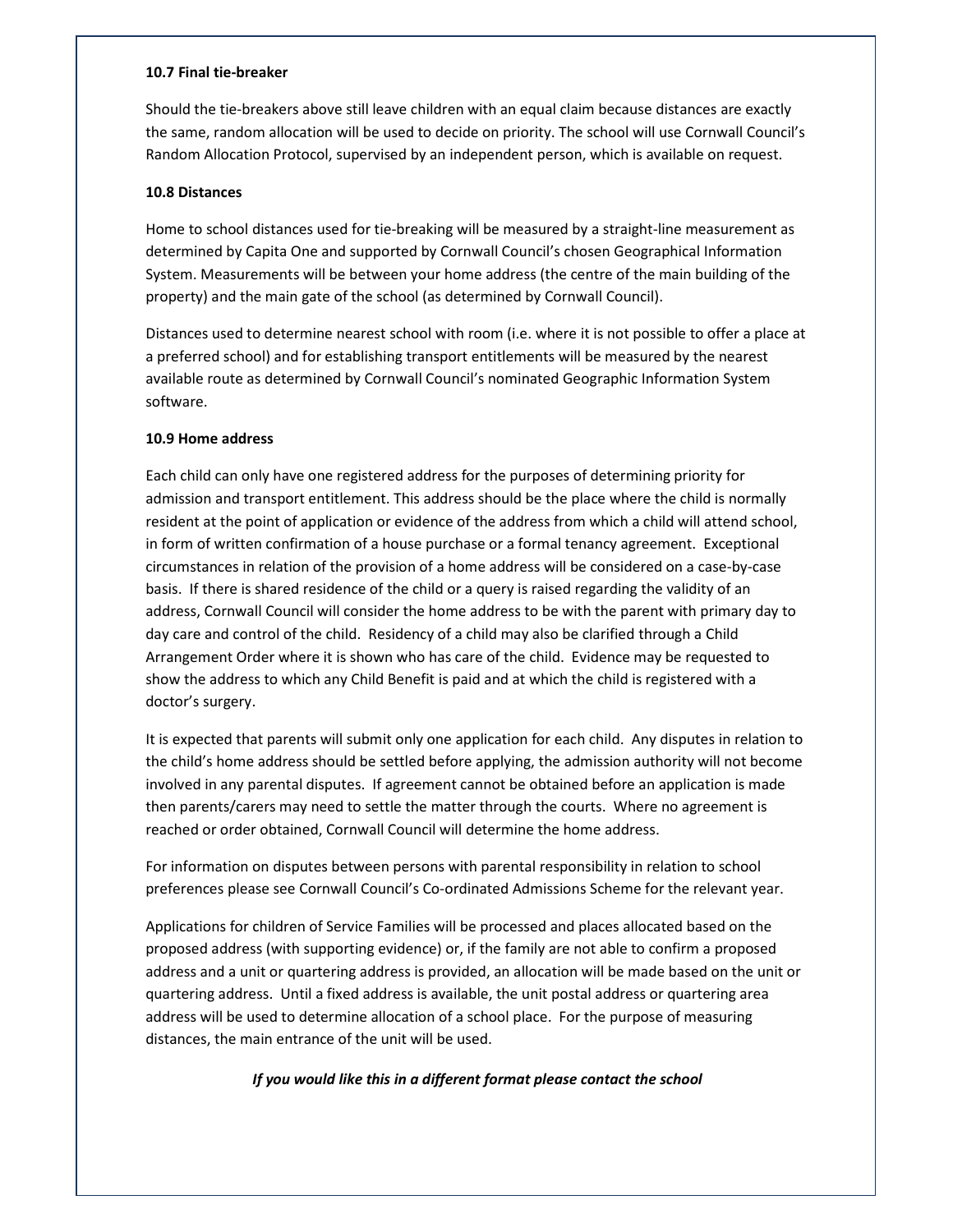#### 10.7 Final tie-breaker

Should the tie-breakers above still leave children with an equal claim because distances are exactly the same, random allocation will be used to decide on priority. The school will use Cornwall Council's Random Allocation Protocol, supervised by an independent person, which is available on request.

#### 10.8 Distances

Home to school distances used for tie-breaking will be measured by a straight-line measurement as determined by Capita One and supported by Cornwall Council's chosen Geographical Information System. Measurements will be between your home address (the centre of the main building of the property) and the main gate of the school (as determined by Cornwall Council).

Distances used to determine nearest school with room (i.e. where it is not possible to offer a place at a preferred school) and for establishing transport entitlements will be measured by the nearest available route as determined by Cornwall Council's nominated Geographic Information System software.

#### 10.9 Home address

Each child can only have one registered address for the purposes of determining priority for admission and transport entitlement. This address should be the place where the child is normally resident at the point of application or evidence of the address from which a child will attend school, in form of written confirmation of a house purchase or a formal tenancy agreement. Exceptional circumstances in relation of the provision of a home address will be considered on a case-by-case basis. If there is shared residence of the child or a query is raised regarding the validity of an address, Cornwall Council will consider the home address to be with the parent with primary day to day care and control of the child. Residency of a child may also be clarified through a Child Arrangement Order where it is shown who has care of the child. Evidence may be requested to show the address to which any Child Benefit is paid and at which the child is registered with a doctor's surgery.

It is expected that parents will submit only one application for each child. Any disputes in relation to the child's home address should be settled before applying, the admission authority will not become involved in any parental disputes. If agreement cannot be obtained before an application is made then parents/carers may need to settle the matter through the courts. Where no agreement is reached or order obtained, Cornwall Council will determine the home address.

For information on disputes between persons with parental responsibility in relation to school preferences please see Cornwall Council's Co-ordinated Admissions Scheme for the relevant year.

Applications for children of Service Families will be processed and places allocated based on the proposed address (with supporting evidence) or, if the family are not able to confirm a proposed address and a unit or quartering address is provided, an allocation will be made based on the unit or quartering address. Until a fixed address is available, the unit postal address or quartering area address will be used to determine allocation of a school place. For the purpose of measuring distances, the main entrance of the unit will be used.

***If you would like this in a different format please contact the school***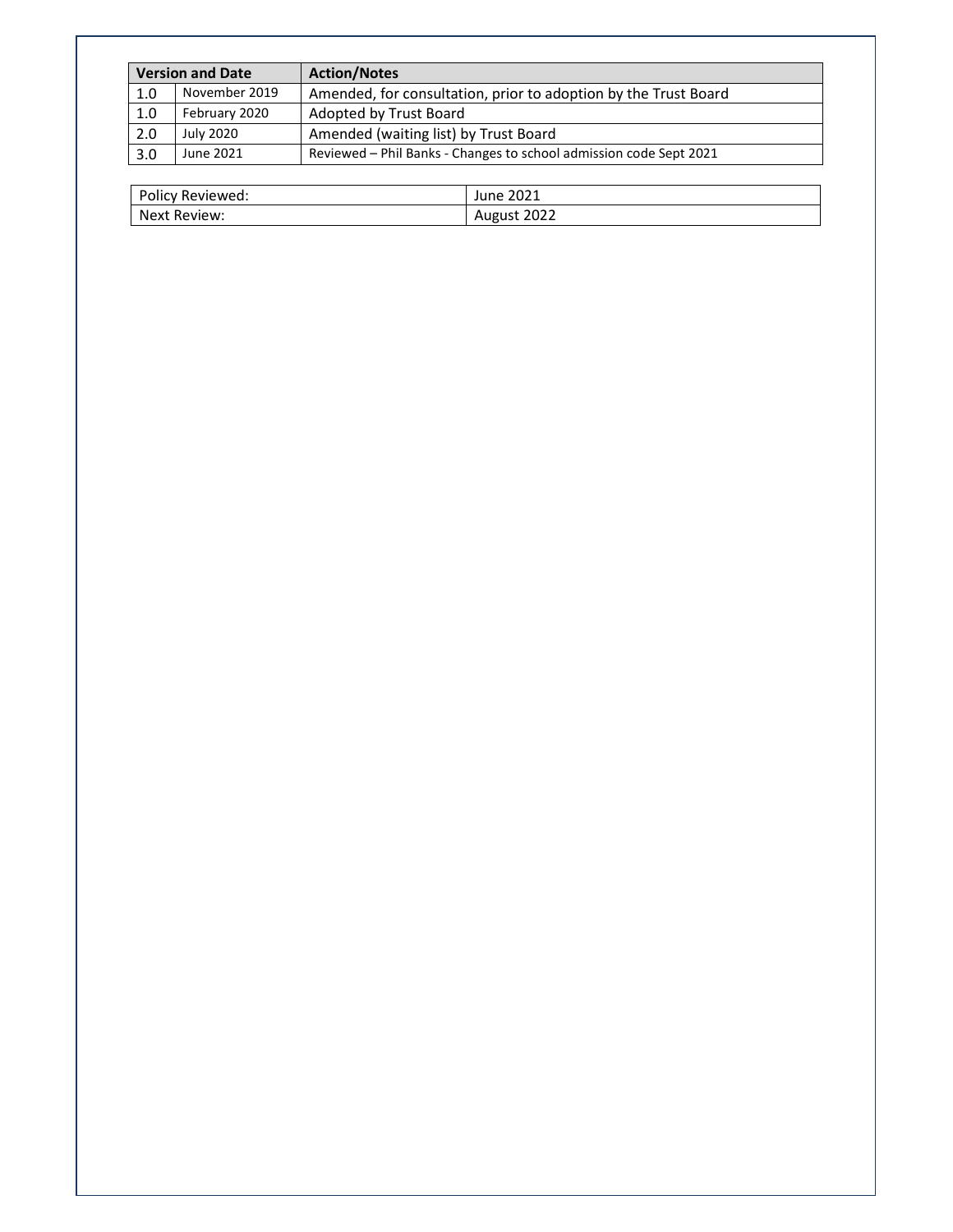| Version and Date | | Action/Notes |
| --- | --- | --- |
| 1.0 | November 2019 | Amended, for consultation, prior to adoption by the Trust Board |
| 1.0 | February 2020 | Adopted by Trust Board |
| 2.0 | July 2020 | Amended (waiting list) by Trust Board |
| 3.0 | June 2021 | Reviewed – Phil Banks - Changes to school admission code Sept 2021 |

| | |
| --- | --- |
| Policy Reviewed: | June 2021 |
| Next Review: | August 2022 |